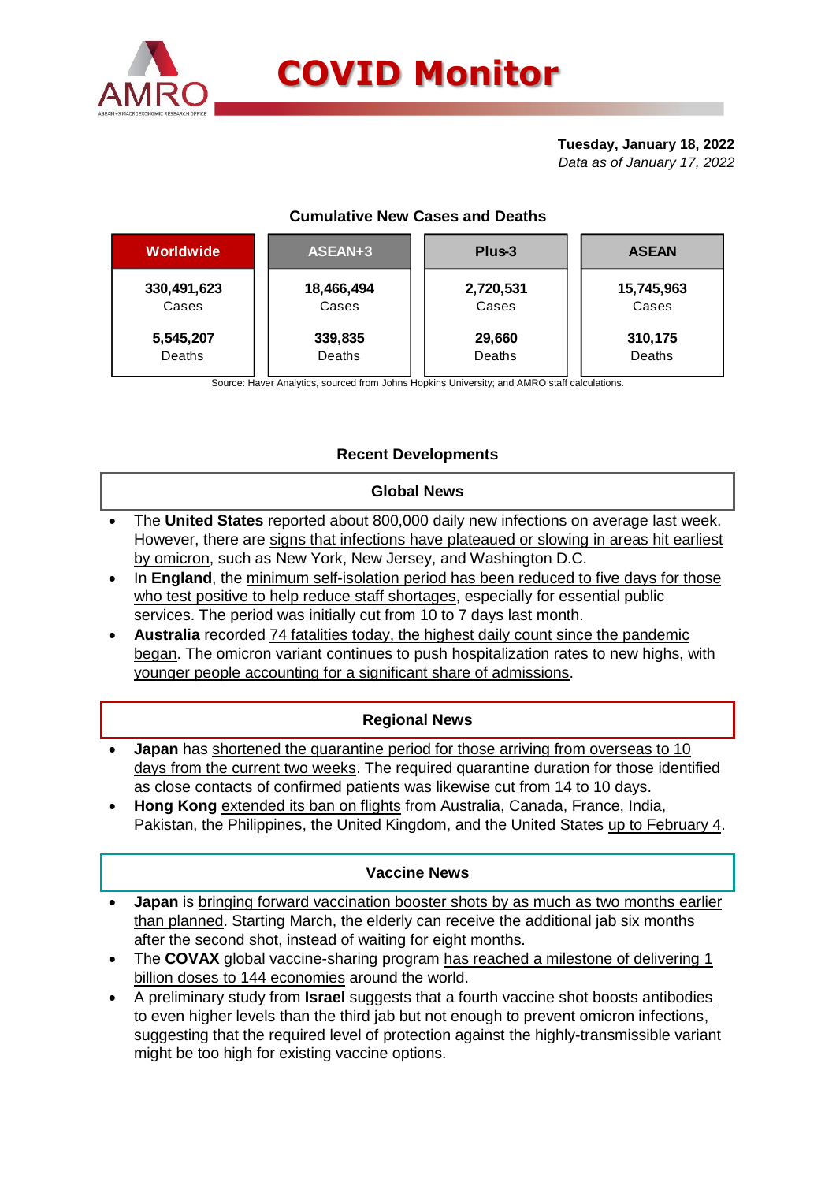# COVID Monitor

**Tuesday, January 18, 2022**
*Data as of January 17, 2022*

### Cumulative New Cases and Deaths

| Worldwide | ASEAN+3 | Plus-3 | ASEAN |
|---|---|---|---|
| **330,491,623** Cases | **18,466,494** Cases | **2,720,531** Cases | **15,745,963** Cases |
| **5,545,207** Deaths | **339,835** Deaths | **29,660** Deaths | **310,175** Deaths |

Source: Haver Analytics, sourced from Johns Hopkins University; and AMRO staff calculations.

## Recent Developments

### Global News

- The **United States** reported about 800,000 daily new infections on average last week. However, there are signs that infections have plateaued or slowing in areas hit earliest by omicron, such as New York, New Jersey, and Washington D.C.
- In **England**, the minimum self-isolation period has been reduced to five days for those who test positive to help reduce staff shortages, especially for essential public services. The period was initially cut from 10 to 7 days last month.
- **Australia** recorded 74 fatalities today, the highest daily count since the pandemic began. The omicron variant continues to push hospitalization rates to new highs, with younger people accounting for a significant share of admissions.

### Regional News

- **Japan** has shortened the quarantine period for those arriving from overseas to 10 days from the current two weeks. The required quarantine duration for those identified as close contacts of confirmed patients was likewise cut from 14 to 10 days.
- **Hong Kong** extended its ban on flights from Australia, Canada, France, India, Pakistan, the Philippines, the United Kingdom, and the United States up to February 4.

### Vaccine News

- **Japan** is bringing forward vaccination booster shots by as much as two months earlier than planned. Starting March, the elderly can receive the additional jab six months after the second shot, instead of waiting for eight months.
- The **COVAX** global vaccine-sharing program has reached a milestone of delivering 1 billion doses to 144 economies around the world.
- A preliminary study from **Israel** suggests that a fourth vaccine shot boosts antibodies to even higher levels than the third jab but not enough to prevent omicron infections, suggesting that the required level of protection against the highly-transmissible variant might be too high for existing vaccine options.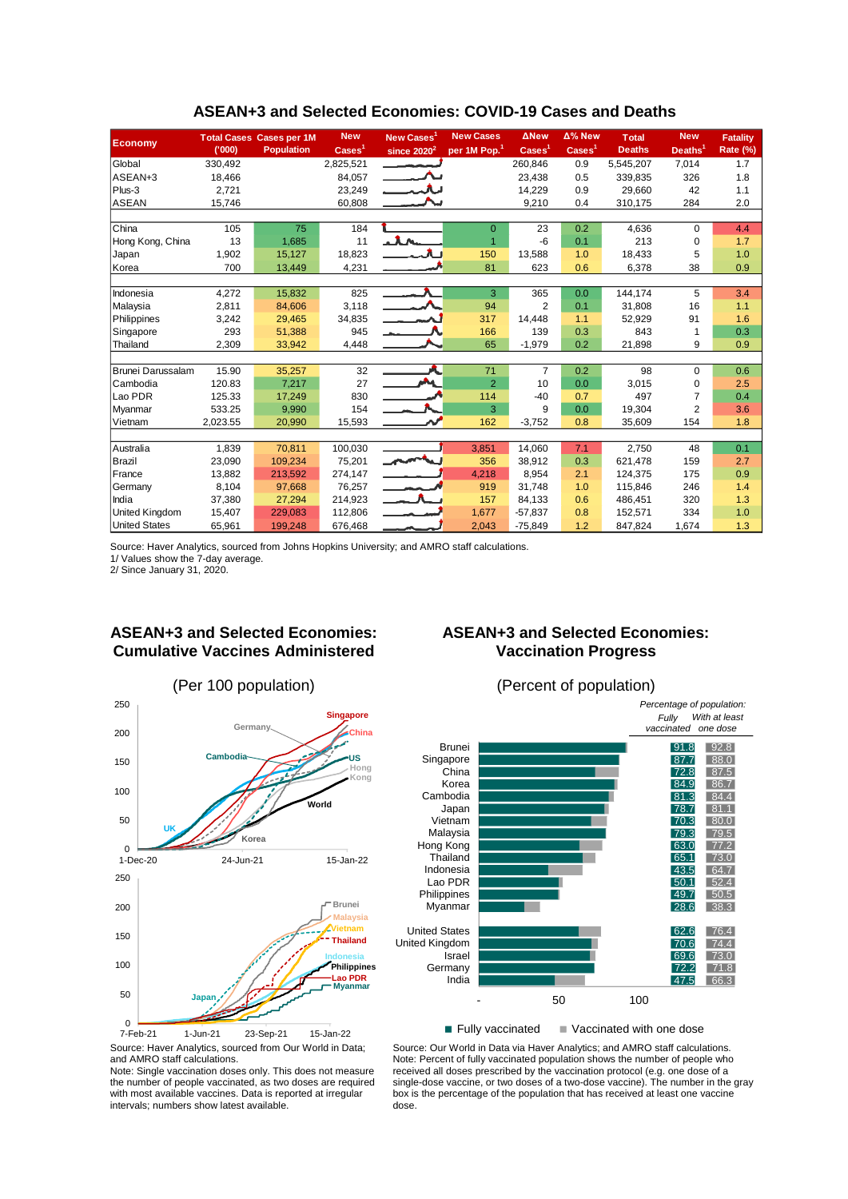## ASEAN+3 and Selected Economies: COVID-19 Cases and Deaths

| Economy | Total Cases ('000) | Cases per 1M Population | New Cases[1] | New Cases[1] since 2020[2] | New Cases per 1M Pop.[1] | ΔNew Cases[1] | Δ% New Cases[1] | Total Deaths | New Deaths[1] | Fatality Rate (%) |
|---|---|---|---|---|---|---|---|---|---|---|
| Global | 330,492 | | 2,825,521 | | | 260,846 | 0.9 | 5,545,207 | 7,014 | 1.7 |
| ASEAN+3 | 18,466 | | 84,057 | | | 23,438 | 0.5 | 339,835 | 326 | 1.8 |
| Plus-3 | 2,721 | | 23,249 | | | 14,229 | 0.9 | 29,660 | 42 | 1.1 |
| ASEAN | 15,746 | | 60,808 | | | 9,210 | 0.4 | 310,175 | 284 | 2.0 |
| | | | | | | | | | | |
| China | 105 | 75 | 184 | | 0 | 23 | 0.2 | 4,636 | 0 | 4.4 |
| Hong Kong, China | 13 | 1,685 | 11 | | 1 | -6 | 0.1 | 213 | 0 | 1.7 |
| Japan | 1,902 | 15,127 | 18,823 | | 150 | 13,588 | 1.0 | 18,433 | 5 | 1.0 |
| Korea | 700 | 13,449 | 4,231 | | 81 | 623 | 0.6 | 6,378 | 38 | 0.9 |
| | | | | | | | | | | |
| Indonesia | 4,272 | 15,832 | 825 | | 3 | 365 | 0.0 | 144,174 | 5 | 3.4 |
| Malaysia | 2,811 | 84,606 | 3,118 | | 94 | 2 | 0.1 | 31,808 | 16 | 1.1 |
| Philippines | 3,242 | 29,465 | 34,835 | | 317 | 14,448 | 1.1 | 52,929 | 91 | 1.6 |
| Singapore | 293 | 51,388 | 945 | | 166 | 139 | 0.3 | 843 | 1 | 0.3 |
| Thailand | 2,309 | 33,942 | 4,448 | | 65 | -1,979 | 0.2 | 21,898 | 9 | 0.9 |
| | | | | | | | | | | |
| Brunei Darussalam | 15.90 | 35,257 | 32 | | 71 | 7 | 0.2 | 98 | 0 | 0.6 |
| Cambodia | 120.83 | 7,217 | 27 | | 2 | 10 | 0.0 | 3,015 | 0 | 2.5 |
| Lao PDR | 125.33 | 17,249 | 830 | | 114 | -40 | 0.7 | 497 | 7 | 0.4 |
| Myanmar | 533.25 | 9,990 | 154 | | 3 | 9 | 0.0 | 19,304 | 2 | 3.6 |
| Vietnam | 2,023.55 | 20,990 | 15,593 | | 162 | -3,752 | 0.8 | 35,609 | 154 | 1.8 |
| | | | | | | | | | | |
| Australia | 1,839 | 70,811 | 100,030 | | 3,851 | 14,060 | 7.1 | 2,750 | 48 | 0.1 |
| Brazil | 23,090 | 109,234 | 75,201 | | 356 | 38,912 | 0.3 | 621,478 | 159 | 2.7 |
| France | 13,882 | 213,592 | 274,147 | | 4,218 | 8,954 | 2.1 | 124,375 | 175 | 0.9 |
| Germany | 8,104 | 97,668 | 76,257 | | 919 | 31,748 | 1.0 | 115,846 | 246 | 1.4 |
| India | 37,380 | 27,294 | 214,923 | | 157 | 84,133 | 0.6 | 486,451 | 320 | 1.3 |
| United Kingdom | 15,407 | 229,083 | 112,806 | | 1,677 | -57,837 | 0.8 | 152,571 | 334 | 1.0 |
| United States | 65,961 | 199,248 | 676,468 | | 2,043 | -75,849 | 1.2 | 847,824 | 1,674 | 1.3 |

Source: Haver Analytics, sourced from Johns Hopkins University; and AMRO staff calculations.
1/ Values show the 7-day average.
2/ Since January 31, 2020.

## ASEAN+3 and Selected Economies: Cumulative Vaccines Administered

(Per 100 population)

250
200
150
100
50
0
1-Dec-20
24-Jun-21
15-Jan-22
Singapore
China
Germany
Cambodia
US
Hong Kong
World
UK
Korea

250
200
150
100
50
0
7-Feb-21
1-Jun-21
23-Sep-21
15-Jan-22
Brunei
Malaysia
Vietnam
Thailand
Indonesia
Philippines
Lao PDR
Myanmar
Japan

Source: Haver Analytics, sourced from Our World in Data; and AMRO staff calculations.
Note: Single vaccination doses only. This does not measure the number of people vaccinated, as two doses are required with most available vaccines. Data is reported at irregular intervals; numbers show latest available.

## ASEAN+3 and Selected Economies: Vaccination Progress

(Percent of population)

Percentage of population:
Fully vaccinated
With at least one dose

Brunei 91.8 92.8
Singapore 87.7 88.0
China 72.8 87.5
Korea 84.9 86.7
Cambodia 81.3 84.4
Japan 78.7 81.1
Vietnam 70.3 80.0
Malaysia 79.3 79.5
Hong Kong 63.0 77.2
Thailand 65.1 73.0
Indonesia 43.5 64.7
Lao PDR 50.1 52.4
Philippines 49.7 50.5
Myanmar 28.6 38.3
United States 62.6 76.4
United Kingdom 70.6 74.4
Israel 69.6 73.0
Germany 72.2 71.8
India 47.5 66.3

- 50 100

Fully vaccinated
Vaccinated with one dose

Source: Our World in Data via Haver Analytics; and AMRO staff calculations.
Note: Percent of fully vaccinated population shows the number of people who received all doses prescribed by the vaccination protocol (e.g. one dose of a single-dose vaccine, or two doses of a two-dose vaccine). The number in the gray box is the percentage of the population that has received at least one vaccine dose.